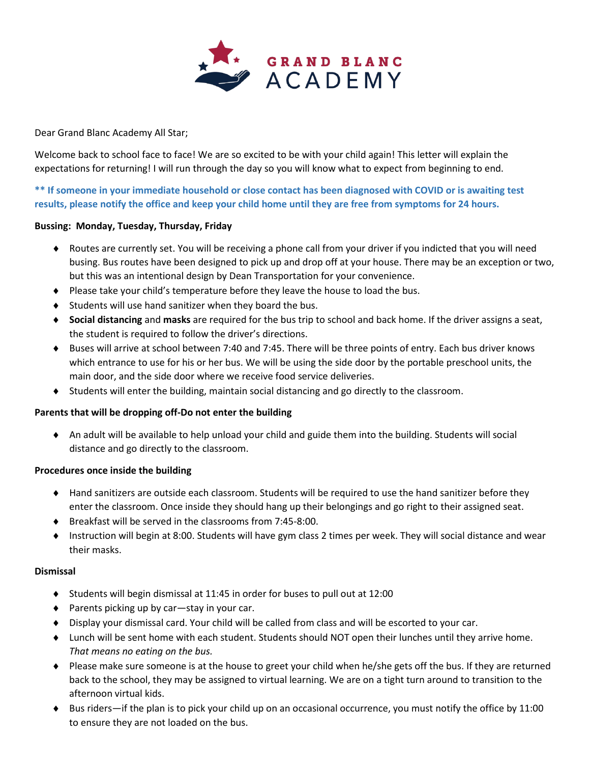GRAND BLANC ACADEMY

Dear Grand Blanc Academy All Star;

Welcome back to school face to face! We are so excited to be with your child again! This letter will explain the expectations for returning! I will run through the day so you will know what to expect from beginning to end.

**\** If someone in your immediate household or close contact has been diagnosed with COVID or is awaiting test results, please notify the office and keep your child home until they are free from symptoms for 24 hours.**

**Bussing: Monday, Tuesday, Thursday, Friday**

- Routes are currently set. You will be receiving a phone call from your driver if you indicted that you will need busing. Bus routes have been designed to pick up and drop off at your house. There may be an exception or two, but this was an intentional design by Dean Transportation for your convenience.
- Please take your child's temperature before they leave the house to load the bus.
- Students will use hand sanitizer when they board the bus.
- **Social distancing** and **masks** are required for the bus trip to school and back home. If the driver assigns a seat, the student is required to follow the driver's directions.
- Buses will arrive at school between 7:40 and 7:45. There will be three points of entry. Each bus driver knows which entrance to use for his or her bus. We will be using the side door by the portable preschool units, the main door, and the side door where we receive food service deliveries.
- Students will enter the building, maintain social distancing and go directly to the classroom.

**Parents that will be dropping off-Do not enter the building**

- An adult will be available to help unload your child and guide them into the building. Students will social distance and go directly to the classroom.

**Procedures once inside the building**

- Hand sanitizers are outside each classroom. Students will be required to use the hand sanitizer before they enter the classroom. Once inside they should hang up their belongings and go right to their assigned seat.
- Breakfast will be served in the classrooms from 7:45-8:00.
- Instruction will begin at 8:00. Students will have gym class 2 times per week. They will social distance and wear their masks.

**Dismissal**

- Students will begin dismissal at 11:45 in order for buses to pull out at 12:00
- Parents picking up by car—stay in your car.
- Display your dismissal card. Your child will be called from class and will be escorted to your car.
- Lunch will be sent home with each student. Students should NOT open their lunches until they arrive home. *That means no eating on the bus.*
- Please make sure someone is at the house to greet your child when he/she gets off the bus. If they are returned back to the school, they may be assigned to virtual learning. We are on a tight turn around to transition to the afternoon virtual kids.
- Bus riders—if the plan is to pick your child up on an occasional occurrence, you must notify the office by 11:00 to ensure they are not loaded on the bus.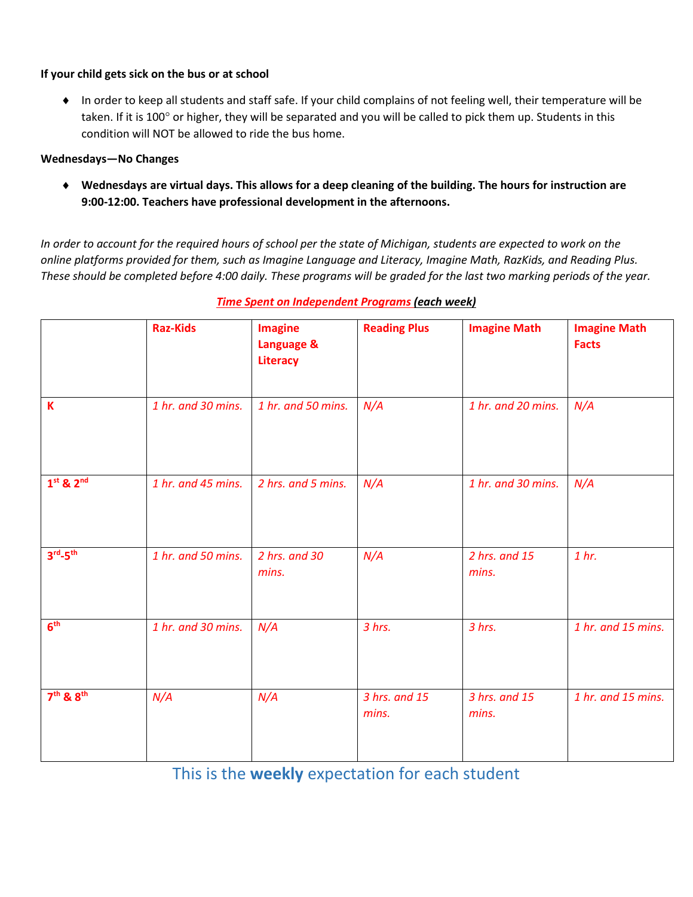**If your child gets sick on the bus or at school**

- In order to keep all students and staff safe. If your child complains of not feeling well, their temperature will be taken. If it is 100° or higher, they will be separated and you will be called to pick them up. Students in this condition will NOT be allowed to ride the bus home.

**Wednesdays—No Changes**

- **Wednesdays are virtual days. This allows for a deep cleaning of the building. The hours for instruction are 9:00-12:00. Teachers have professional development in the afternoons.**

*In order to account for the required hours of school per the state of Michigan, students are expected to work on the online platforms provided for them, such as Imagine Language and Literacy, Imagine Math, RazKids, and Reading Plus. These should be completed before 4:00 daily. These programs will be graded for the last two marking periods of the year.*

***Time Spent on Independent Programs (each week)***

| | **Raz-Kids** | **Imagine Language & Literacy** | **Reading Plus** | **Imagine Math** | **Imagine Math Facts** |
|---|---|---|---|---|---|
| **K** | *1 hr. and 30 mins.* | *1 hr. and 50 mins.* | *N/A* | *1 hr. and 20 mins.* | *N/A* |
| **1st & 2nd** | *1 hr. and 45 mins.* | *2 hrs. and 5 mins.* | *N/A* | *1 hr. and 30 mins.* | *N/A* |
| **3rd-5th** | *1 hr. and 50 mins.* | *2 hrs. and 30 mins.* | *N/A* | *2 hrs. and 15 mins.* | *1 hr.* |
| **6th** | *1 hr. and 30 mins.* | *N/A* | *3 hrs.* | *3 hrs.* | *1 hr. and 15 mins.* |
| **7th & 8th** | *N/A* | *N/A* | *3 hrs. and 15 mins.* | *3 hrs. and 15 mins.* | *1 hr. and 15 mins.* |

This is the **weekly** expectation for each student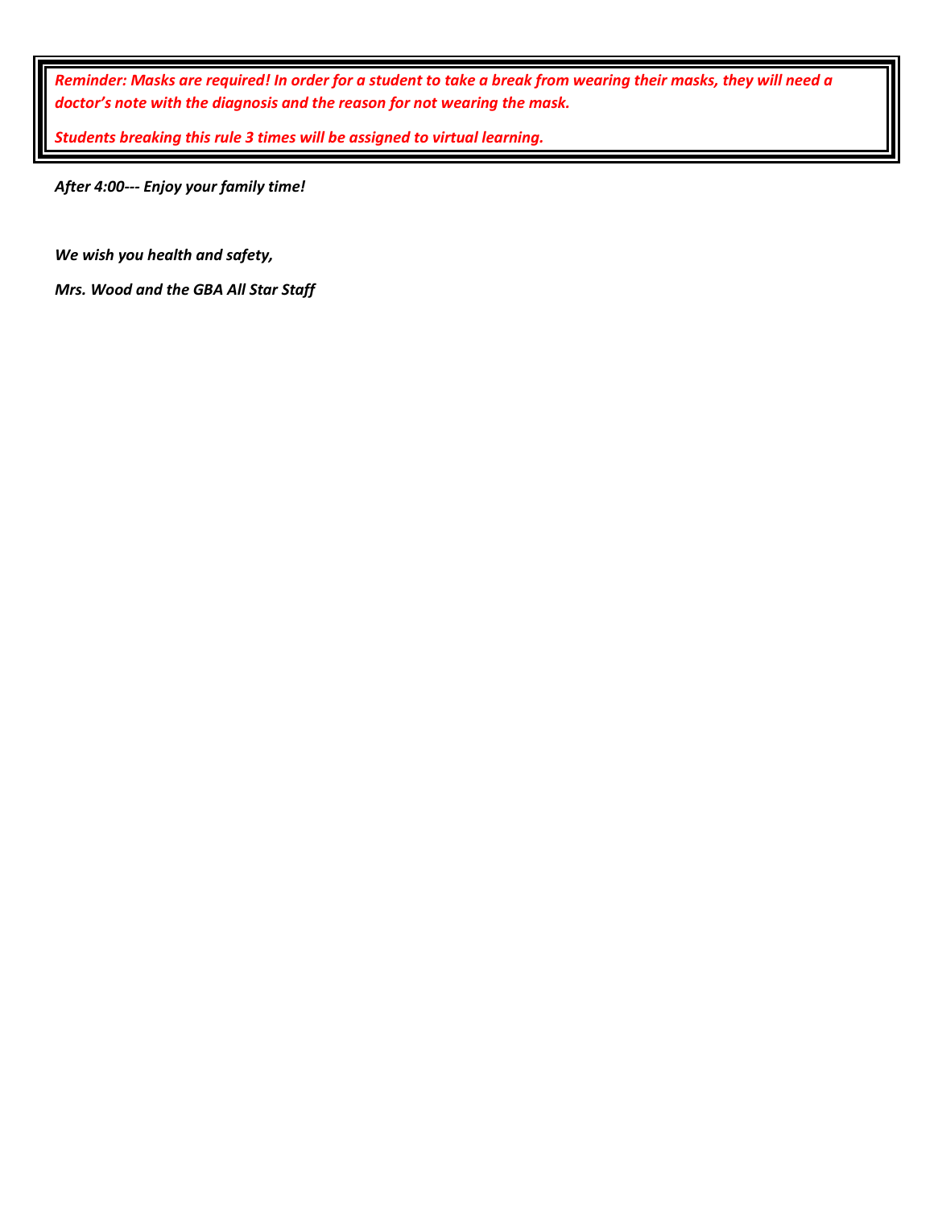***Reminder: Masks are required! In order for a student to take a break from wearing their masks, they will need a doctor's note with the diagnosis and the reason for not wearing the mask.***

***Students breaking this rule 3 times will be assigned to virtual learning.***

***After 4:00--- Enjoy your family time!***

***We wish you health and safety,***

***Mrs. Wood and the GBA All Star Staff***